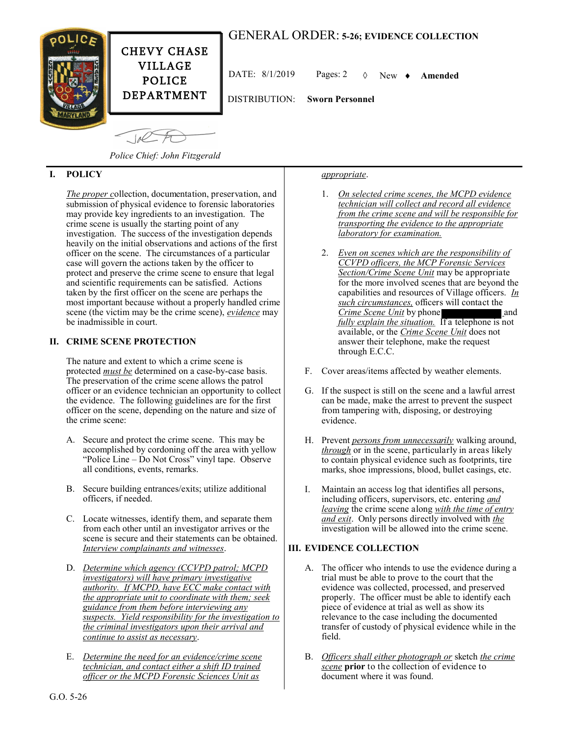CHEVY CHASE VILLAGE POLICE DEPARTMENT

# GENERAL ORDER: 5-26; EVIDENCE COLLECTION

DATE: 8/1/2019 Pages: 2 ◊ New ♦ **Amended**

DISTRIBUTION: **Sworn Personnel**

*Police Chief: John Fitzgerald*

## I. POLICY

*The proper c*ollection, documentation, preservation, and submission of physical evidence to forensic laboratories may provide key ingredients to an investigation. The crime scene is usually the starting point of any investigation. The success of the investigation depends heavily on the initial observations and actions of the first officer on the scene. The circumstances of a particular case will govern the actions taken by the officer to protect and preserve the crime scene to ensure that legal and scientific requirements can be satisfied. Actions taken by the first officer on the scene are perhaps the most important because without a properly handled crime scene (the victim may be the crime scene), *evidence* may be inadmissible in court.

## II. CRIME SCENE PROTECTION

The nature and extent to which a crime scene is protected *must be* determined on a case-by-case basis. The preservation of the crime scene allows the patrol officer or an evidence technician an opportunity to collect the evidence. The following guidelines are for the first officer on the scene, depending on the nature and size of the crime scene:

A. Secure and protect the crime scene. This may be accomplished by cordoning off the area with yellow "Police Line – Do Not Cross" vinyl tape. Observe all conditions, events, remarks.

B. Secure building entrances/exits; utilize additional officers, if needed.

C. Locate witnesses, identify them, and separate them from each other until an investigator arrives or the scene is secure and their statements can be obtained. *Interview complainants and witnesses*.

D. *Determine which agency (CCVPD patrol; MCPD investigators) will have primary investigative authority. If MCPD, have ECC make contact with the appropriate unit to coordinate with them; seek guidance from them before interviewing any suspects. Yield responsibility for the investigation to the criminal investigators upon their arrival and continue to assist as necessary*.

E. *Determine the need for an evidence/crime scene technician, and contact either a shift ID trained officer or the MCPD Forensic Sciences Unit as appropriate*.

1. *On selected crime scenes, the MCPD evidence technician will collect and record all evidence from the crime scene and will be responsible for transporting the evidence to the appropriate laboratory for examination.*

2. *Even on scenes which are the responsibility of CCVPD officers, the MCP Forensic Services Section/Crime Scene Unit* may be appropriate for the more involved scenes that are beyond the capabilities and resources of Village officers. *In such circumstances,* officers will contact the *Crime Scene Unit* by phone [REDACTED] and *fully explain the situation.* If a telephone is not available, or the *Crime Scene Unit* does not answer their telephone, make the request through E.C.C.

F. Cover areas/items affected by weather elements.

G. If the suspect is still on the scene and a lawful arrest can be made, make the arrest to prevent the suspect from tampering with, disposing, or destroying evidence.

H. Prevent *persons from unnecessarily* walking around, *through* or in the scene, particularly in areas likely to contain physical evidence such as footprints, tire marks, shoe impressions, blood, bullet casings, etc.

I. Maintain an access log that identifies all persons, including officers, supervisors, etc. entering *and leaving* the crime scene along *with the time of entry and exit*. Only persons directly involved with *the* investigation will be allowed into the crime scene.

## III. EVIDENCE COLLECTION

A. The officer who intends to use the evidence during a trial must be able to prove to the court that the evidence was collected, processed, and preserved properly. The officer must be able to identify each piece of evidence at trial as well as show its relevance to the case including the documented transfer of custody of physical evidence while in the field.

B. *Officers shall either photograph or* sketch *the crime scene* **prior** to the collection of evidence to document where it was found.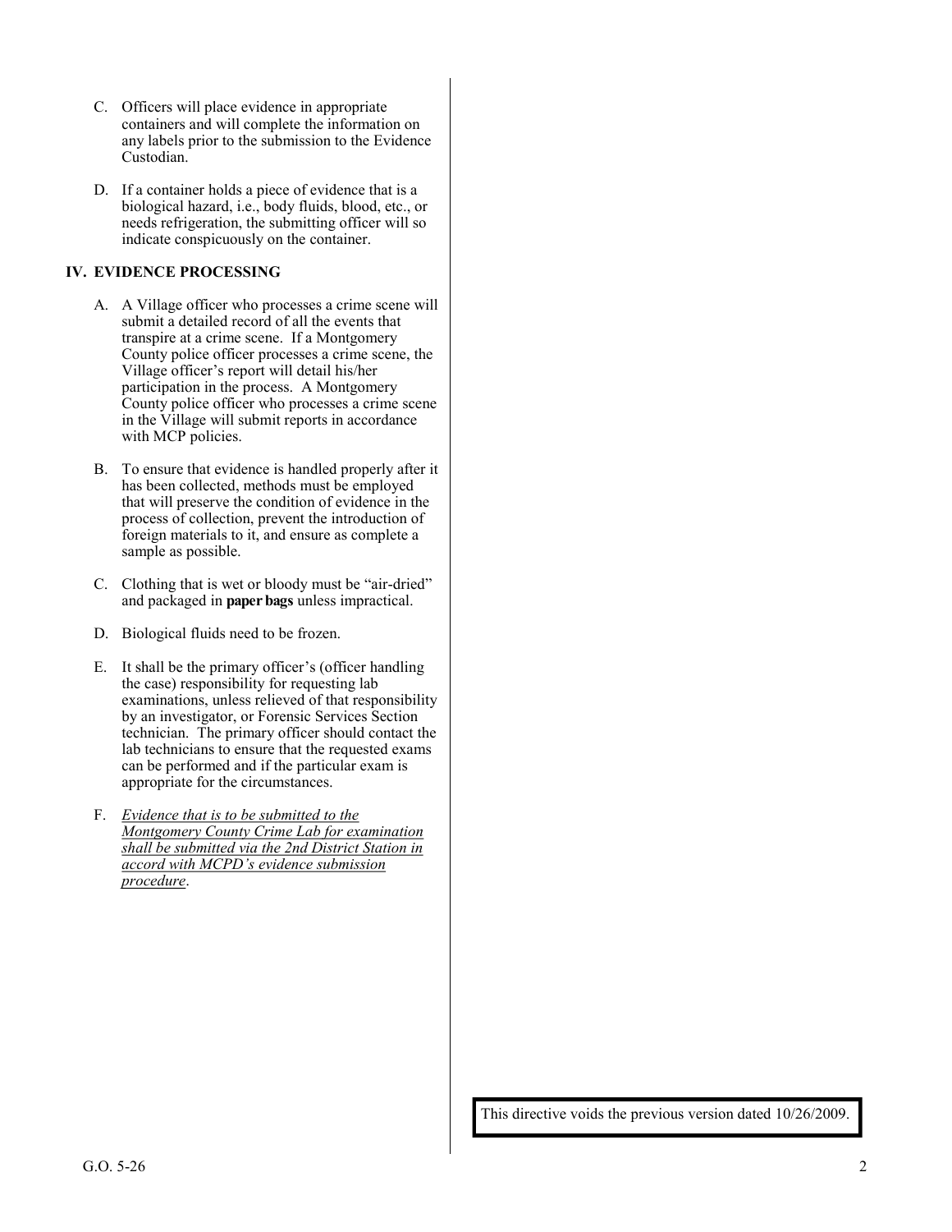C. Officers will place evidence in appropriate containers and will complete the information on any labels prior to the submission to the Evidence Custodian.

D. If a container holds a piece of evidence that is a biological hazard, i.e., body fluids, blood, etc., or needs refrigeration, the submitting officer will so indicate conspicuously on the container.

## IV. EVIDENCE PROCESSING

A. A Village officer who processes a crime scene will submit a detailed record of all the events that transpire at a crime scene. If a Montgomery County police officer processes a crime scene, the Village officer's report will detail his/her participation in the process. A Montgomery County police officer who processes a crime scene in the Village will submit reports in accordance with MCP policies.

B. To ensure that evidence is handled properly after it has been collected, methods must be employed that will preserve the condition of evidence in the process of collection, prevent the introduction of foreign materials to it, and ensure as complete a sample as possible.

C. Clothing that is wet or bloody must be "air-dried" and packaged in **paper bags** unless impractical.

D. Biological fluids need to be frozen.

E. It shall be the primary officer's (officer handling the case) responsibility for requesting lab examinations, unless relieved of that responsibility by an investigator, or Forensic Services Section technician. The primary officer should contact the lab technicians to ensure that the requested exams can be performed and if the particular exam is appropriate for the circumstances.

F. <u>*Evidence that is to be submitted to the Montgomery County Crime Lab for examination shall be submitted via the 2nd District Station in accord with MCPD's evidence submission procedure*</u>.

This directive voids the previous version dated 10/26/2009.